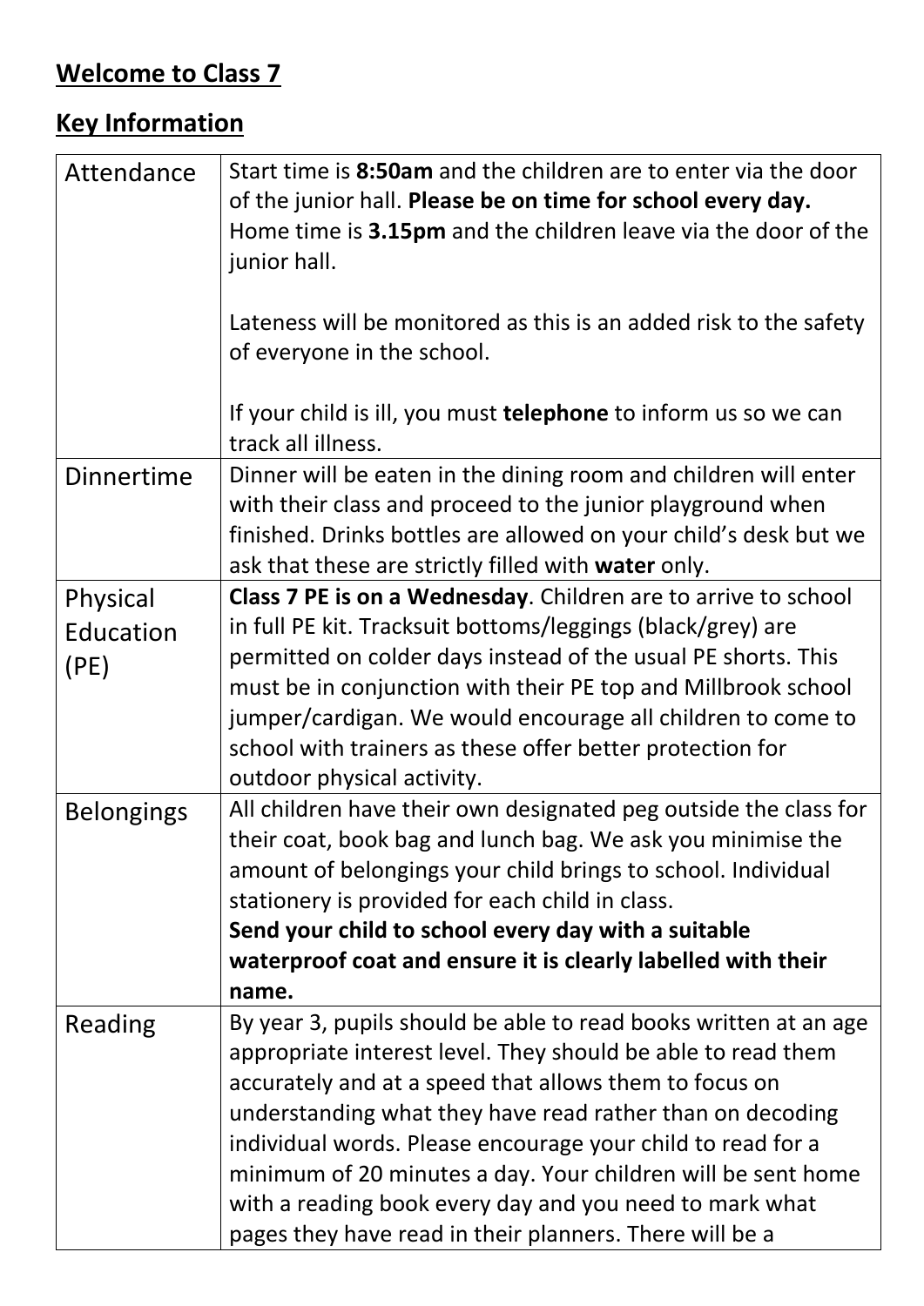## **Welcome to Class 7**

## **Key Information**

| | |
|---|---|
| Attendance | Start time is **8:50am** and the children are to enter via the door of the junior hall. **Please be on time for school every day.** Home time is **3.15pm** and the children leave via the door of the junior hall.<br><br>Lateness will be monitored as this is an added risk to the safety of everyone in the school.<br><br>If your child is ill, you must **telephone** to inform us so we can track all illness. |
| Dinnertime | Dinner will be eaten in the dining room and children will enter with their class and proceed to the junior playground when finished. Drinks bottles are allowed on your child's desk but we ask that these are strictly filled with **water** only. |
| Physical Education (PE) | **Class 7 PE is on a Wednesday**. Children are to arrive to school in full PE kit. Tracksuit bottoms/leggings (black/grey) are permitted on colder days instead of the usual PE shorts. This must be in conjunction with their PE top and Millbrook school jumper/cardigan. We would encourage all children to come to school with trainers as these offer better protection for outdoor physical activity. |
| Belongings | All children have their own designated peg outside the class for their coat, book bag and lunch bag. We ask you minimise the amount of belongings your child brings to school. Individual stationery is provided for each child in class.<br>**Send your child to school every day with a suitable waterproof coat and ensure it is clearly labelled with their name.** |
| Reading | By year 3, pupils should be able to read books written at an age appropriate interest level. They should be able to read them accurately and at a speed that allows them to focus on understanding what they have read rather than on decoding individual words. Please encourage your child to read for a minimum of 20 minutes a day. Your children will be sent home with a reading book every day and you need to mark what pages they have read in their planners. There will be a |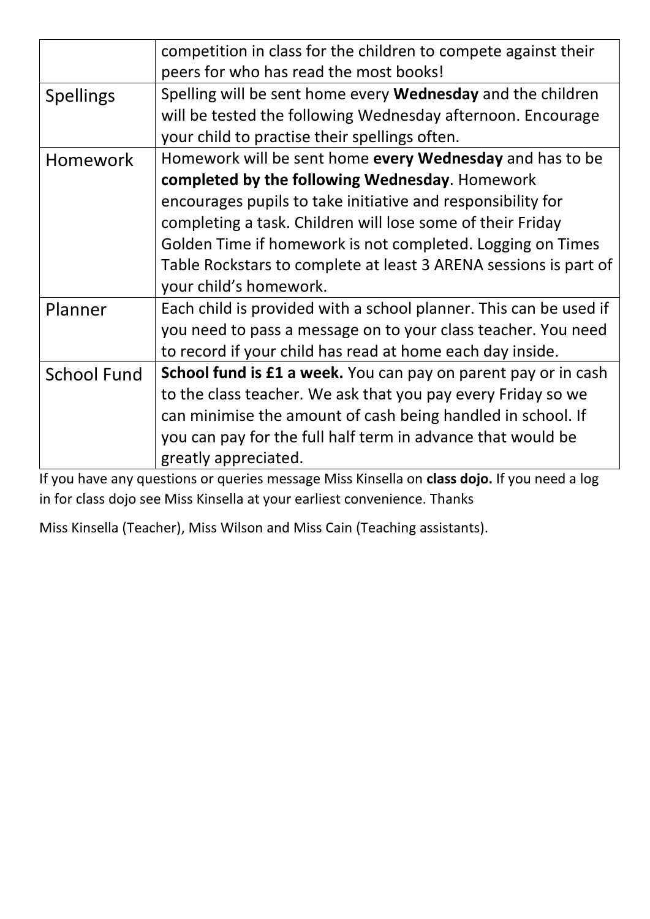| | |
|---|---|
| | competition in class for the children to compete against their peers for who has read the most books! |
| Spellings | Spelling will be sent home every **Wednesday** and the children will be tested the following Wednesday afternoon. Encourage your child to practise their spellings often. |
| Homework | Homework will be sent home **every Wednesday** and has to be **completed by the following Wednesday**. Homework encourages pupils to take initiative and responsibility for completing a task. Children will lose some of their Friday Golden Time if homework is not completed. Logging on Times Table Rockstars to complete at least 3 ARENA sessions is part of your child's homework. |
| Planner | Each child is provided with a school planner. This can be used if you need to pass a message on to your class teacher. You need to record if your child has read at home each day inside. |
| School Fund | **School fund is £1 a week.** You can pay on parent pay or in cash to the class teacher. We ask that you pay every Friday so we can minimise the amount of cash being handled in school. If you can pay for the full half term in advance that would be greatly appreciated. |

If you have any questions or queries message Miss Kinsella on **class dojo.** If you need a log in for class dojo see Miss Kinsella at your earliest convenience. Thanks

Miss Kinsella (Teacher), Miss Wilson and Miss Cain (Teaching assistants).